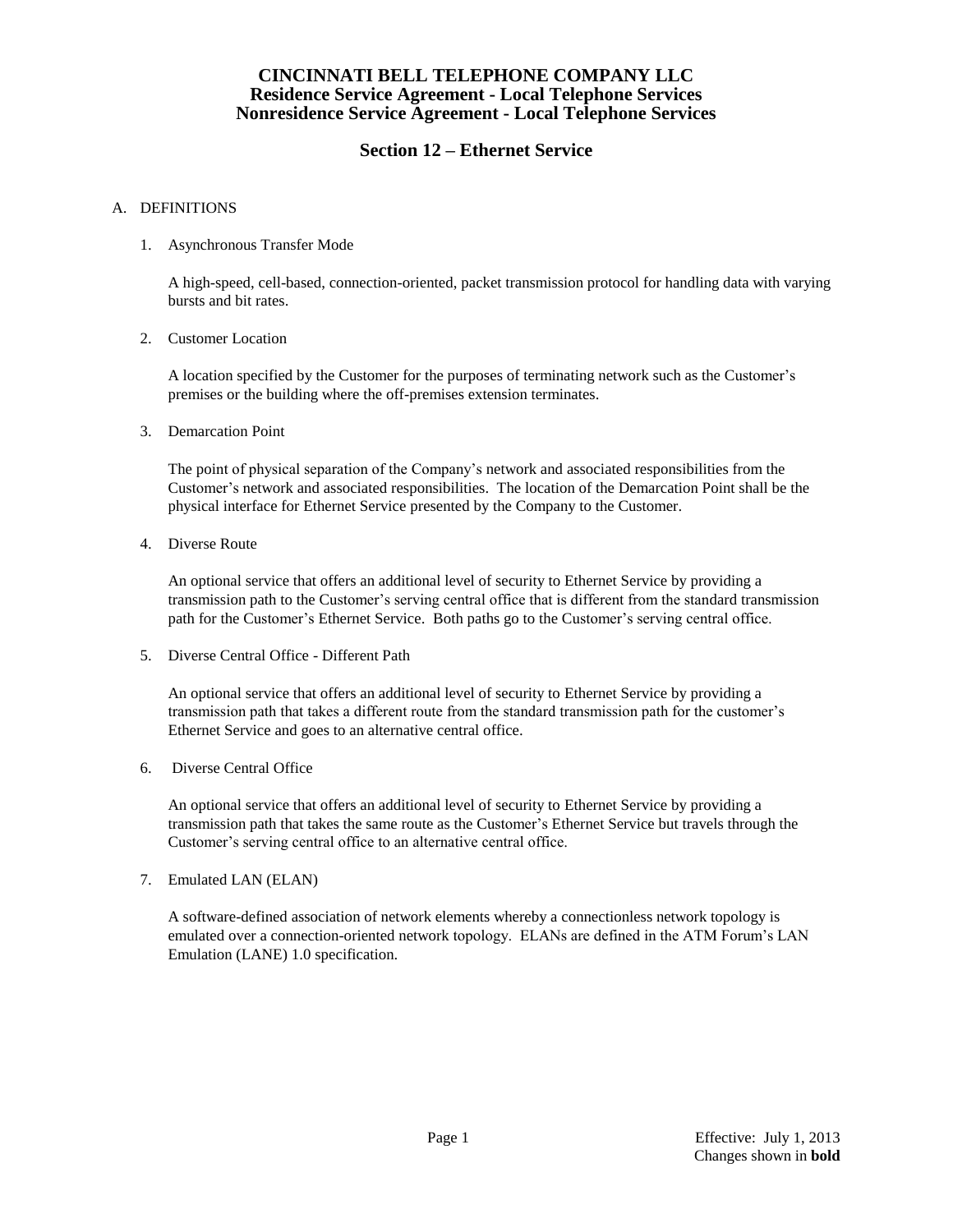# CINCINNATI BELL TELEPHONE COMPANY LLC
## Residence Service Agreement - Local Telephone Services
## Nonresidence Service Agreement - Local Telephone Services

## Section 12 – Ethernet Service

A. DEFINITIONS

1. Asynchronous Transfer Mode

   A high-speed, cell-based, connection-oriented, packet transmission protocol for handling data with varying bursts and bit rates.

2. Customer Location

   A location specified by the Customer for the purposes of terminating network such as the Customer's premises or the building where the off-premises extension terminates.

3. Demarcation Point

   The point of physical separation of the Company's network and associated responsibilities from the Customer's network and associated responsibilities. The location of the Demarcation Point shall be the physical interface for Ethernet Service presented by the Company to the Customer.

4. Diverse Route

   An optional service that offers an additional level of security to Ethernet Service by providing a transmission path to the Customer's serving central office that is different from the standard transmission path for the Customer's Ethernet Service. Both paths go to the Customer's serving central office.

5. Diverse Central Office - Different Path

   An optional service that offers an additional level of security to Ethernet Service by providing a transmission path that takes a different route from the standard transmission path for the customer's Ethernet Service and goes to an alternative central office.

6. Diverse Central Office

   An optional service that offers an additional level of security to Ethernet Service by providing a transmission path that takes the same route as the Customer's Ethernet Service but travels through the Customer's serving central office to an alternative central office.

7. Emulated LAN (ELAN)

   A software-defined association of network elements whereby a connectionless network topology is emulated over a connection-oriented network topology. ELANs are defined in the ATM Forum's LAN Emulation (LANE) 1.0 specification.

Effective: July 1, 2013
Changes shown in **bold**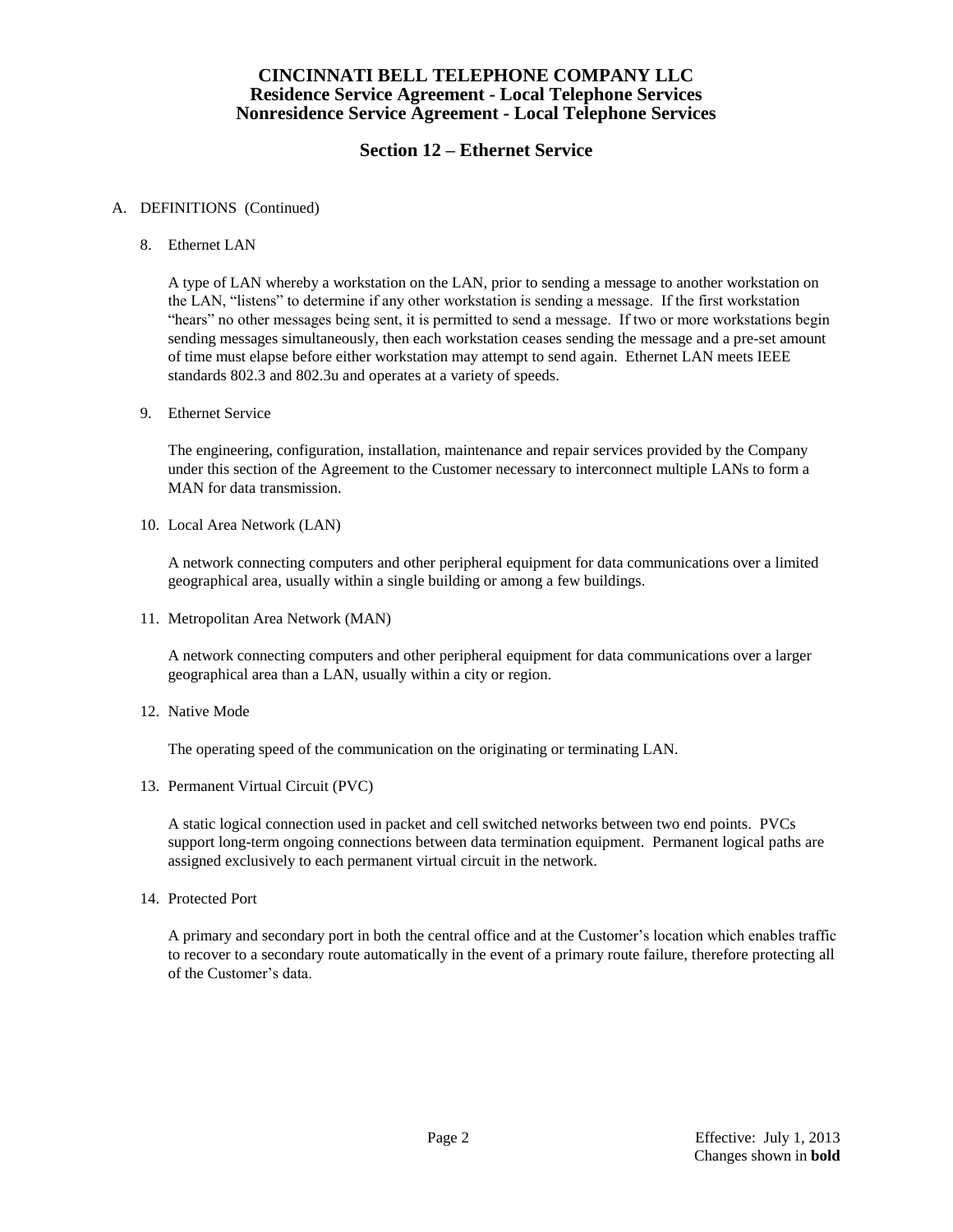# CINCINNATI BELL TELEPHONE COMPANY LLC
## Residence Service Agreement - Local Telephone Services
## Nonresidence Service Agreement - Local Telephone Services

## Section 12 – Ethernet Service

A. DEFINITIONS (Continued)

8. Ethernet LAN

   A type of LAN whereby a workstation on the LAN, prior to sending a message to another workstation on the LAN, "listens" to determine if any other workstation is sending a message. If the first workstation "hears" no other messages being sent, it is permitted to send a message. If two or more workstations begin sending messages simultaneously, then each workstation ceases sending the message and a pre-set amount of time must elapse before either workstation may attempt to send again. Ethernet LAN meets IEEE standards 802.3 and 802.3u and operates at a variety of speeds.

9. Ethernet Service

   The engineering, configuration, installation, maintenance and repair services provided by the Company under this section of the Agreement to the Customer necessary to interconnect multiple LANs to form a MAN for data transmission.

10. Local Area Network (LAN)

    A network connecting computers and other peripheral equipment for data communications over a limited geographical area, usually within a single building or among a few buildings.

11. Metropolitan Area Network (MAN)

    A network connecting computers and other peripheral equipment for data communications over a larger geographical area than a LAN, usually within a city or region.

12. Native Mode

    The operating speed of the communication on the originating or terminating LAN.

13. Permanent Virtual Circuit (PVC)

    A static logical connection used in packet and cell switched networks between two end points. PVCs support long-term ongoing connections between data termination equipment. Permanent logical paths are assigned exclusively to each permanent virtual circuit in the network.

14. Protected Port

    A primary and secondary port in both the central office and at the Customer's location which enables traffic to recover to a secondary route automatically in the event of a primary route failure, therefore protecting all of the Customer's data.

Effective: July 1, 2013
Changes shown in **bold**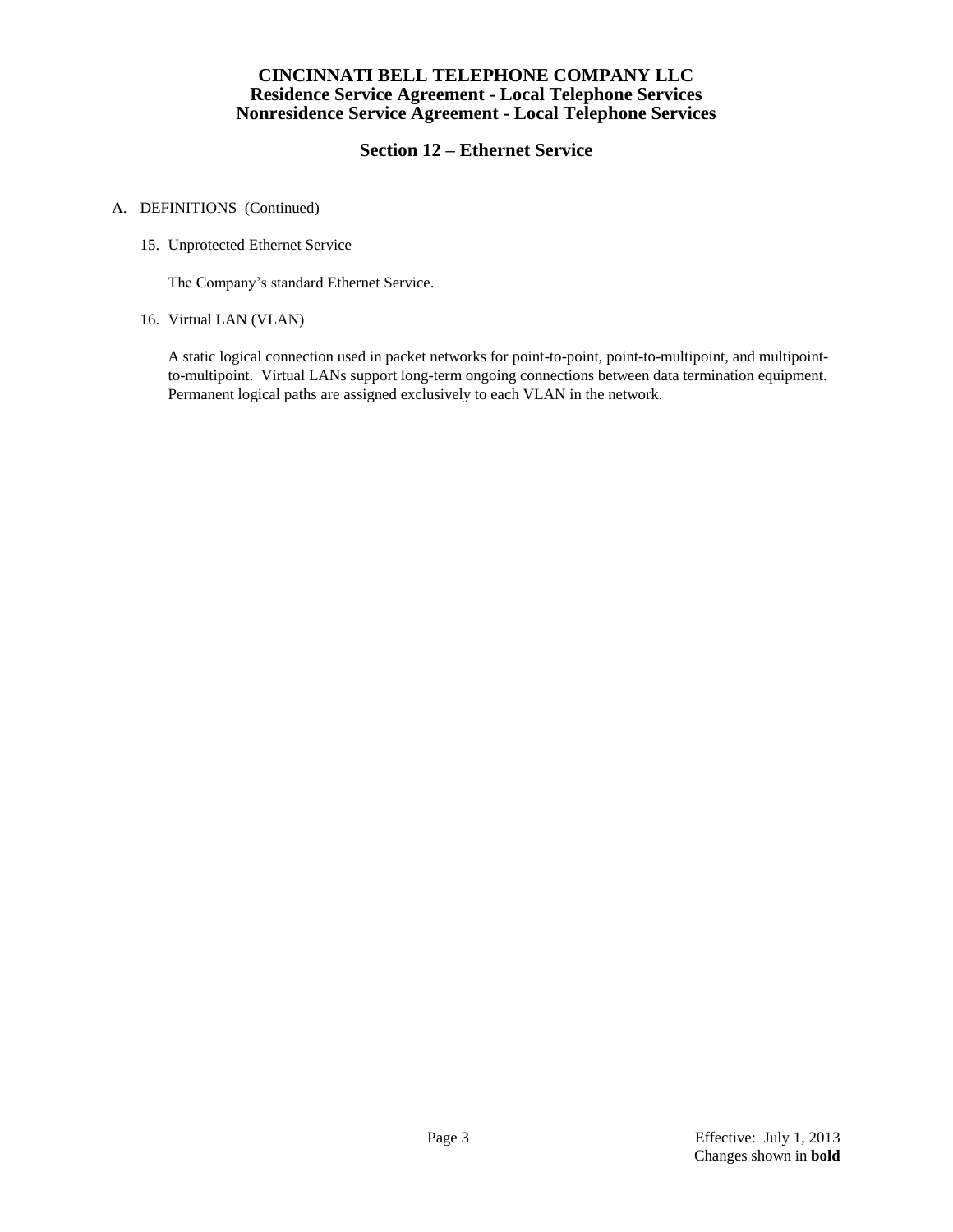A. DEFINITIONS (Continued)

15. Unprotected Ethernet Service

    The Company's standard Ethernet Service.

16. Virtual LAN (VLAN)

    A static logical connection used in packet networks for point-to-point, point-to-multipoint, and multipoint-to-multipoint. Virtual LANs support long-term ongoing connections between data termination equipment. Permanent logical paths are assigned exclusively to each VLAN in the network.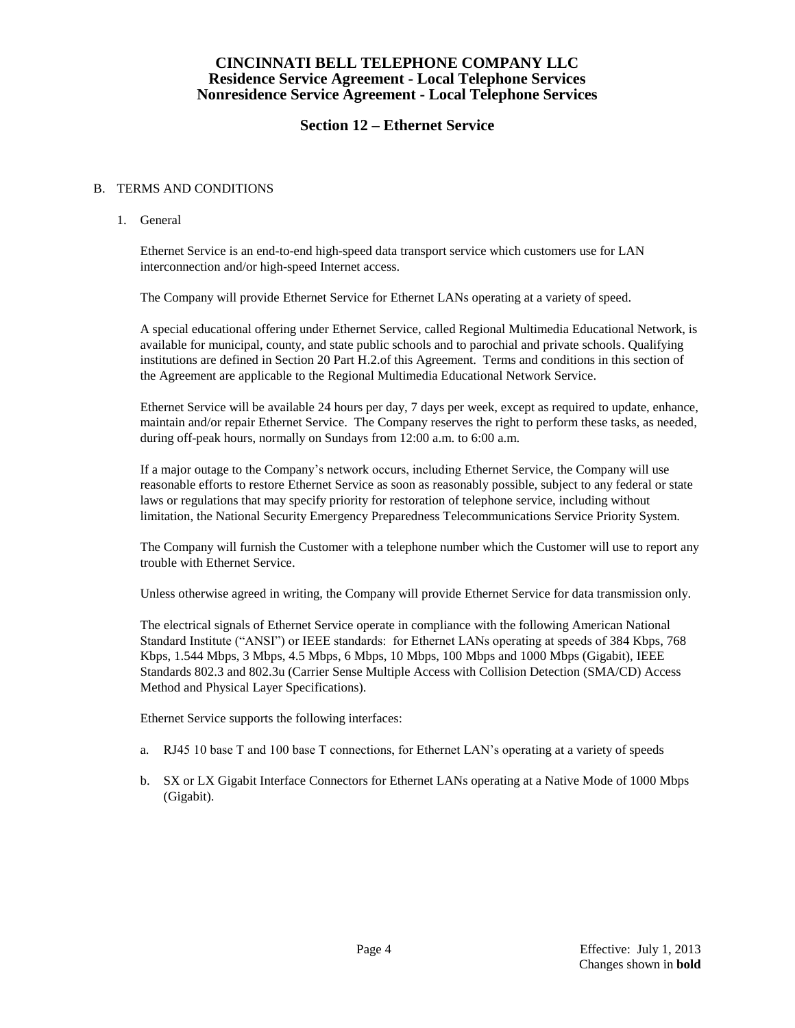# CINCINNATI BELL TELEPHONE COMPANY LLC
## Residence Service Agreement - Local Telephone Services
## Nonresidence Service Agreement - Local Telephone Services

## Section 12 – Ethernet Service

B. TERMS AND CONDITIONS

1. General

   Ethernet Service is an end-to-end high-speed data transport service which customers use for LAN interconnection and/or high-speed Internet access.

   The Company will provide Ethernet Service for Ethernet LANs operating at a variety of speed.

   A special educational offering under Ethernet Service, called Regional Multimedia Educational Network, is available for municipal, county, and state public schools and to parochial and private schools. Qualifying institutions are defined in Section 20 Part H.2.of this Agreement. Terms and conditions in this section of the Agreement are applicable to the Regional Multimedia Educational Network Service.

   Ethernet Service will be available 24 hours per day, 7 days per week, except as required to update, enhance, maintain and/or repair Ethernet Service. The Company reserves the right to perform these tasks, as needed, during off-peak hours, normally on Sundays from 12:00 a.m. to 6:00 a.m.

   If a major outage to the Company's network occurs, including Ethernet Service, the Company will use reasonable efforts to restore Ethernet Service as soon as reasonably possible, subject to any federal or state laws or regulations that may specify priority for restoration of telephone service, including without limitation, the National Security Emergency Preparedness Telecommunications Service Priority System.

   The Company will furnish the Customer with a telephone number which the Customer will use to report any trouble with Ethernet Service.

   Unless otherwise agreed in writing, the Company will provide Ethernet Service for data transmission only.

   The electrical signals of Ethernet Service operate in compliance with the following American National Standard Institute ("ANSI") or IEEE standards: for Ethernet LANs operating at speeds of 384 Kbps, 768 Kbps, 1.544 Mbps, 3 Mbps, 4.5 Mbps, 6 Mbps, 10 Mbps, 100 Mbps and 1000 Mbps (Gigabit), IEEE Standards 802.3 and 802.3u (Carrier Sense Multiple Access with Collision Detection (SMA/CD) Access Method and Physical Layer Specifications).

   Ethernet Service supports the following interfaces:

   a. RJ45 10 base T and 100 base T connections, for Ethernet LAN's operating at a variety of speeds

   b. SX or LX Gigabit Interface Connectors for Ethernet LANs operating at a Native Mode of 1000 Mbps (Gigabit).

Effective: July 1, 2013
Changes shown in **bold**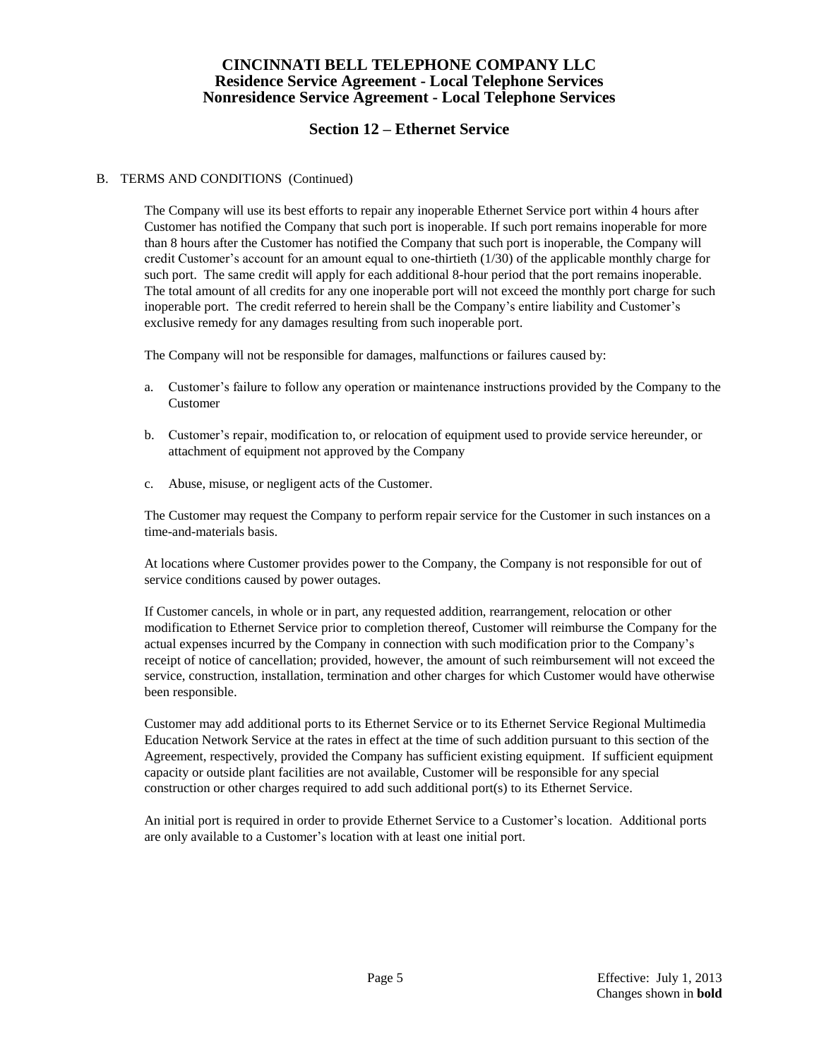# CINCINNATI BELL TELEPHONE COMPANY LLC
## Residence Service Agreement - Local Telephone Services
## Nonresidence Service Agreement - Local Telephone Services

## Section 12 – Ethernet Service

B. TERMS AND CONDITIONS (Continued)

The Company will use its best efforts to repair any inoperable Ethernet Service port within 4 hours after Customer has notified the Company that such port is inoperable. If such port remains inoperable for more than 8 hours after the Customer has notified the Company that such port is inoperable, the Company will credit Customer's account for an amount equal to one-thirtieth (1/30) of the applicable monthly charge for such port. The same credit will apply for each additional 8-hour period that the port remains inoperable. The total amount of all credits for any one inoperable port will not exceed the monthly port charge for such inoperable port. The credit referred to herein shall be the Company's entire liability and Customer's exclusive remedy for any damages resulting from such inoperable port.

The Company will not be responsible for damages, malfunctions or failures caused by:

a. Customer's failure to follow any operation or maintenance instructions provided by the Company to the Customer

b. Customer's repair, modification to, or relocation of equipment used to provide service hereunder, or attachment of equipment not approved by the Company

c. Abuse, misuse, or negligent acts of the Customer.

The Customer may request the Company to perform repair service for the Customer in such instances on a time-and-materials basis.

At locations where Customer provides power to the Company, the Company is not responsible for out of service conditions caused by power outages.

If Customer cancels, in whole or in part, any requested addition, rearrangement, relocation or other modification to Ethernet Service prior to completion thereof, Customer will reimburse the Company for the actual expenses incurred by the Company in connection with such modification prior to the Company's receipt of notice of cancellation; provided, however, the amount of such reimbursement will not exceed the service, construction, installation, termination and other charges for which Customer would have otherwise been responsible.

Customer may add additional ports to its Ethernet Service or to its Ethernet Service Regional Multimedia Education Network Service at the rates in effect at the time of such addition pursuant to this section of the Agreement, respectively, provided the Company has sufficient existing equipment. If sufficient equipment capacity or outside plant facilities are not available, Customer will be responsible for any special construction or other charges required to add such additional port(s) to its Ethernet Service.

An initial port is required in order to provide Ethernet Service to a Customer's location. Additional ports are only available to a Customer's location with at least one initial port.

Effective: July 1, 2013
Changes shown in **bold**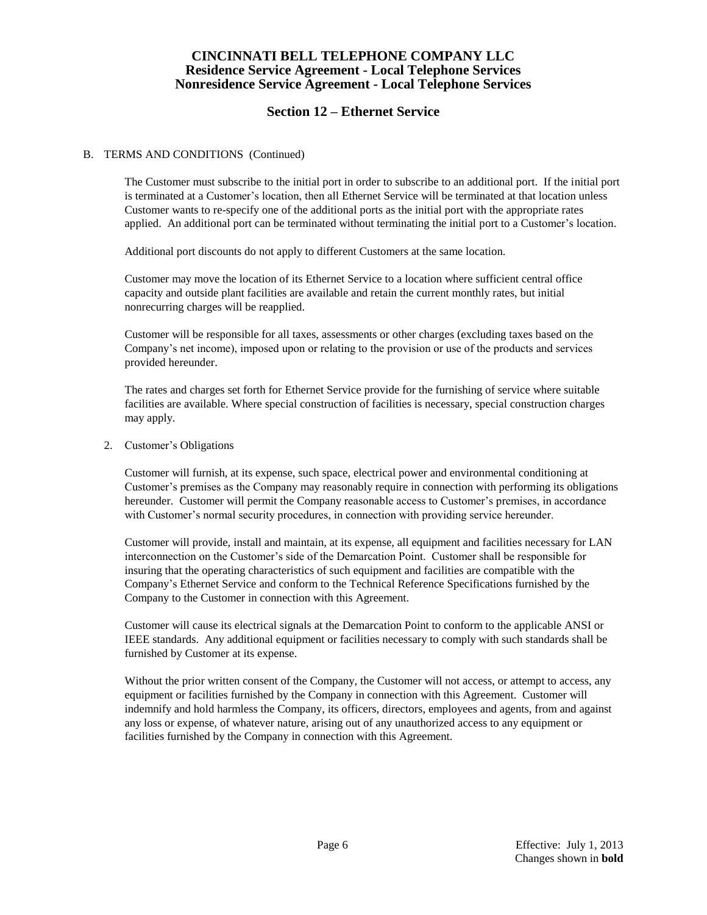# CINCINNATI BELL TELEPHONE COMPANY LLC
## Residence Service Agreement - Local Telephone Services
## Nonresidence Service Agreement - Local Telephone Services

## Section 12 – Ethernet Service

B. TERMS AND CONDITIONS (Continued)

The Customer must subscribe to the initial port in order to subscribe to an additional port. If the initial port is terminated at a Customer's location, then all Ethernet Service will be terminated at that location unless Customer wants to re-specify one of the additional ports as the initial port with the appropriate rates applied. An additional port can be terminated without terminating the initial port to a Customer's location.

Additional port discounts do not apply to different Customers at the same location.

Customer may move the location of its Ethernet Service to a location where sufficient central office capacity and outside plant facilities are available and retain the current monthly rates, but initial nonrecurring charges will be reapplied.

Customer will be responsible for all taxes, assessments or other charges (excluding taxes based on the Company's net income), imposed upon or relating to the provision or use of the products and services provided hereunder.

The rates and charges set forth for Ethernet Service provide for the furnishing of service where suitable facilities are available. Where special construction of facilities is necessary, special construction charges may apply.

2. Customer's Obligations

Customer will furnish, at its expense, such space, electrical power and environmental conditioning at Customer's premises as the Company may reasonably require in connection with performing its obligations hereunder. Customer will permit the Company reasonable access to Customer's premises, in accordance with Customer's normal security procedures, in connection with providing service hereunder.

Customer will provide, install and maintain, at its expense, all equipment and facilities necessary for LAN interconnection on the Customer's side of the Demarcation Point. Customer shall be responsible for insuring that the operating characteristics of such equipment and facilities are compatible with the Company's Ethernet Service and conform to the Technical Reference Specifications furnished by the Company to the Customer in connection with this Agreement.

Customer will cause its electrical signals at the Demarcation Point to conform to the applicable ANSI or IEEE standards. Any additional equipment or facilities necessary to comply with such standards shall be furnished by Customer at its expense.

Without the prior written consent of the Company, the Customer will not access, or attempt to access, any equipment or facilities furnished by the Company in connection with this Agreement. Customer will indemnify and hold harmless the Company, its officers, directors, employees and agents, from and against any loss or expense, of whatever nature, arising out of any unauthorized access to any equipment or facilities furnished by the Company in connection with this Agreement.

Effective: July 1, 2013
Changes shown in **bold**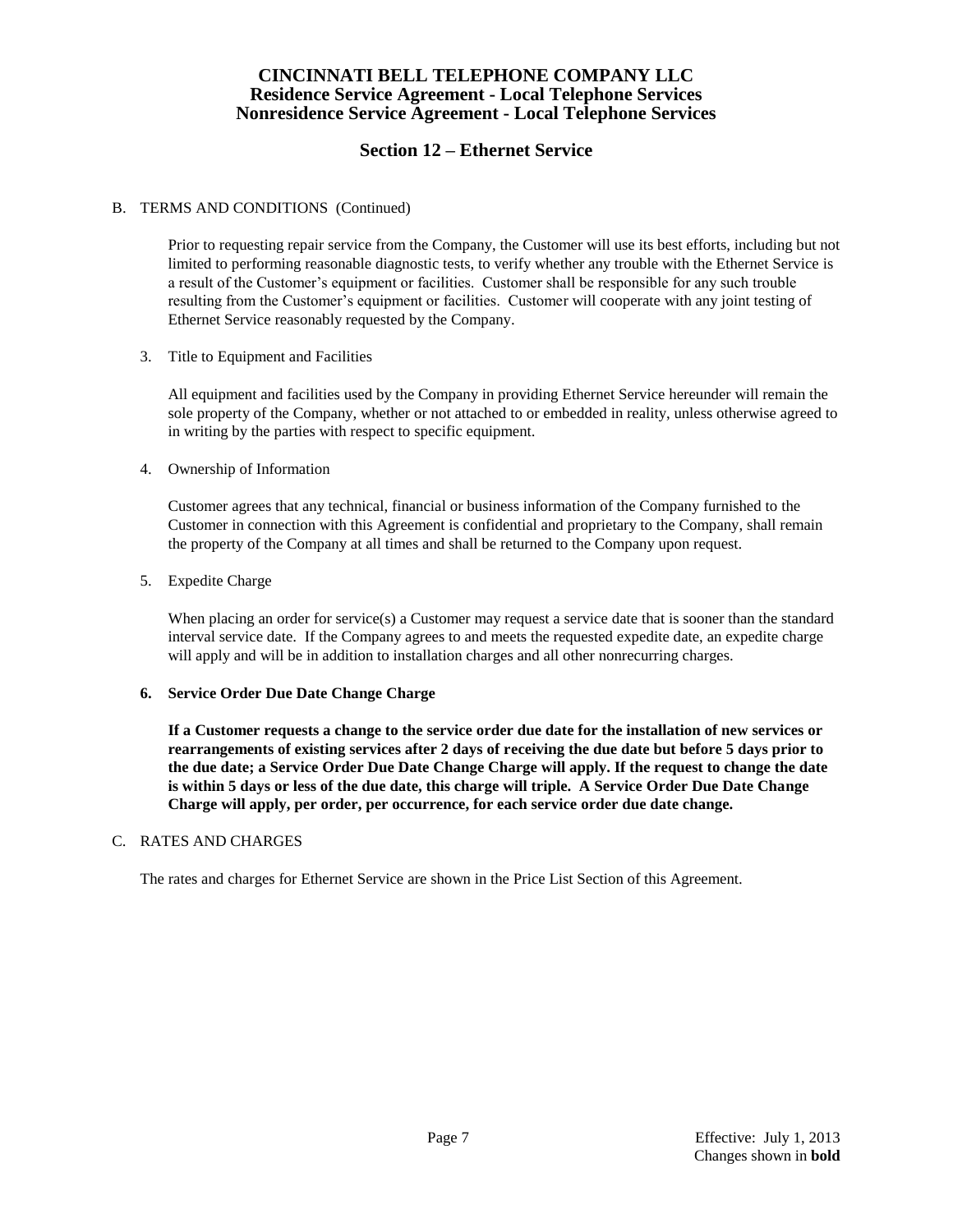# CINCINNATI BELL TELEPHONE COMPANY LLC
## Residence Service Agreement - Local Telephone Services
## Nonresidence Service Agreement - Local Telephone Services

## Section 12 – Ethernet Service

B. TERMS AND CONDITIONS (Continued)

Prior to requesting repair service from the Company, the Customer will use its best efforts, including but not limited to performing reasonable diagnostic tests, to verify whether any trouble with the Ethernet Service is a result of the Customer's equipment or facilities. Customer shall be responsible for any such trouble resulting from the Customer's equipment or facilities. Customer will cooperate with any joint testing of Ethernet Service reasonably requested by the Company.

3. Title to Equipment and Facilities

   All equipment and facilities used by the Company in providing Ethernet Service hereunder will remain the sole property of the Company, whether or not attached to or embedded in reality, unless otherwise agreed to in writing by the parties with respect to specific equipment.

4. Ownership of Information

   Customer agrees that any technical, financial or business information of the Company furnished to the Customer in connection with this Agreement is confidential and proprietary to the Company, shall remain the property of the Company at all times and shall be returned to the Company upon request.

5. Expedite Charge

   When placing an order for service(s) a Customer may request a service date that is sooner than the standard interval service date. If the Company agrees to and meets the requested expedite date, an expedite charge will apply and will be in addition to installation charges and all other nonrecurring charges.

6. **Service Order Due Date Change Charge**

   **If a Customer requests a change to the service order due date for the installation of new services or rearrangements of existing services after 2 days of receiving the due date but before 5 days prior to the due date; a Service Order Due Date Change Charge will apply. If the request to change the date is within 5 days or less of the due date, this charge will triple. A Service Order Due Date Change Charge will apply, per order, per occurrence, for each service order due date change.**

C. RATES AND CHARGES

The rates and charges for Ethernet Service are shown in the Price List Section of this Agreement.

Effective: July 1, 2013
Changes shown in **bold**